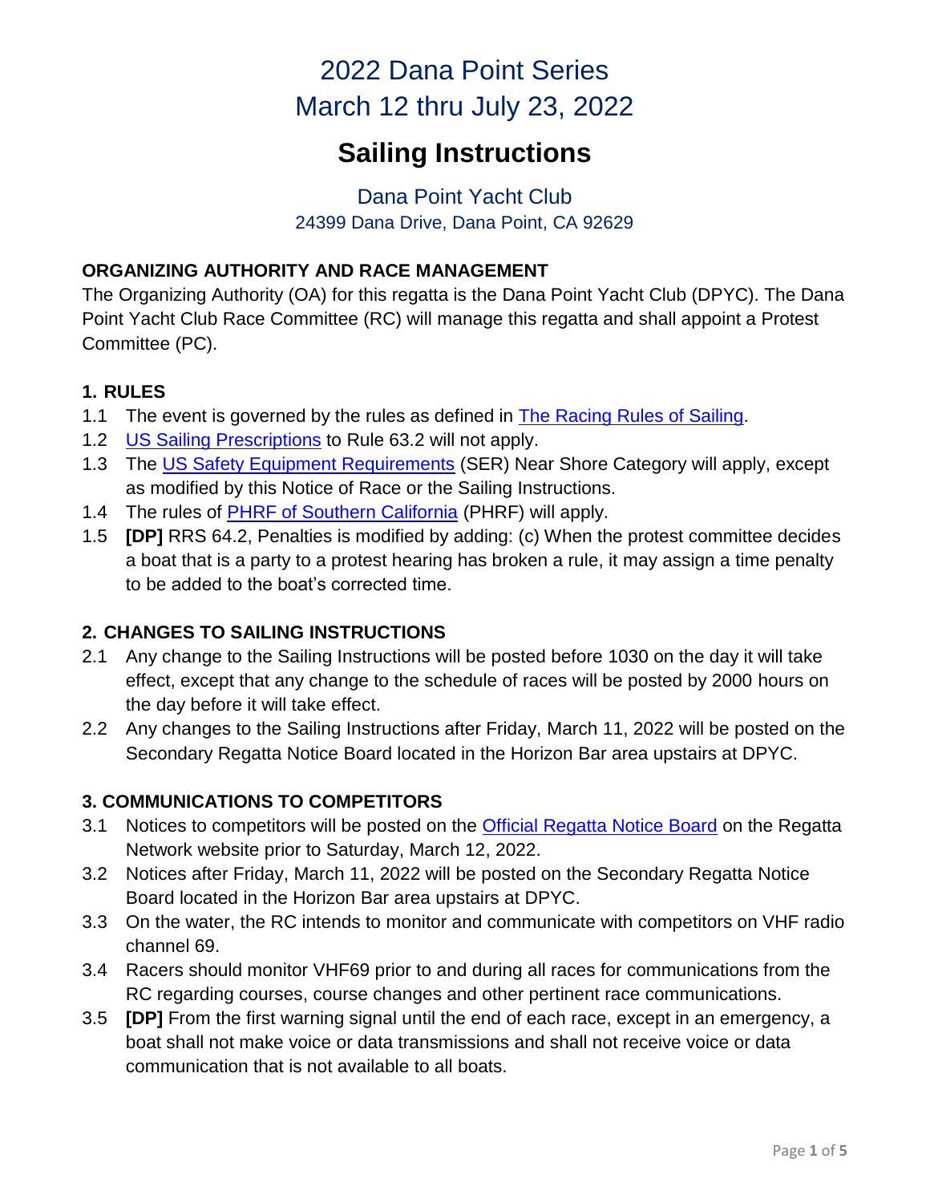# 2022 Dana Point Series
# March 12 thru July 23, 2022

# Sailing Instructions

Dana Point Yacht Club
24399 Dana Drive, Dana Point, CA 92629

## ORGANIZING AUTHORITY AND RACE MANAGEMENT

The Organizing Authority (OA) for this regatta is the Dana Point Yacht Club (DPYC). The Dana Point Yacht Club Race Committee (RC) will manage this regatta and shall appoint a Protest Committee (PC).

## 1. RULES

1.1 The event is governed by the rules as defined in The Racing Rules of Sailing.

1.2 US Sailing Prescriptions to Rule 63.2 will not apply.

1.3 The US Safety Equipment Requirements (SER) Near Shore Category will apply, except as modified by this Notice of Race or the Sailing Instructions.

1.4 The rules of PHRF of Southern California (PHRF) will apply.

1.5 **[DP]** RRS 64.2, Penalties is modified by adding: (c) When the protest committee decides a boat that is a party to a protest hearing has broken a rule, it may assign a time penalty to be added to the boat's corrected time.

## 2. CHANGES TO SAILING INSTRUCTIONS

2.1 Any change to the Sailing Instructions will be posted before 1030 on the day it will take effect, except that any change to the schedule of races will be posted by 2000 hours on the day before it will take effect.

2.2 Any changes to the Sailing Instructions after Friday, March 11, 2022 will be posted on the Secondary Regatta Notice Board located in the Horizon Bar area upstairs at DPYC.

## 3. COMMUNICATIONS TO COMPETITORS

3.1 Notices to competitors will be posted on the Official Regatta Notice Board on the Regatta Network website prior to Saturday, March 12, 2022.

3.2 Notices after Friday, March 11, 2022 will be posted on the Secondary Regatta Notice Board located in the Horizon Bar area upstairs at DPYC.

3.3 On the water, the RC intends to monitor and communicate with competitors on VHF radio channel 69.

3.4 Racers should monitor VHF69 prior to and during all races for communications from the RC regarding courses, course changes and other pertinent race communications.

3.5 **[DP]** From the first warning signal until the end of each race, except in an emergency, a boat shall not make voice or data transmissions and shall not receive voice or data communication that is not available to all boats.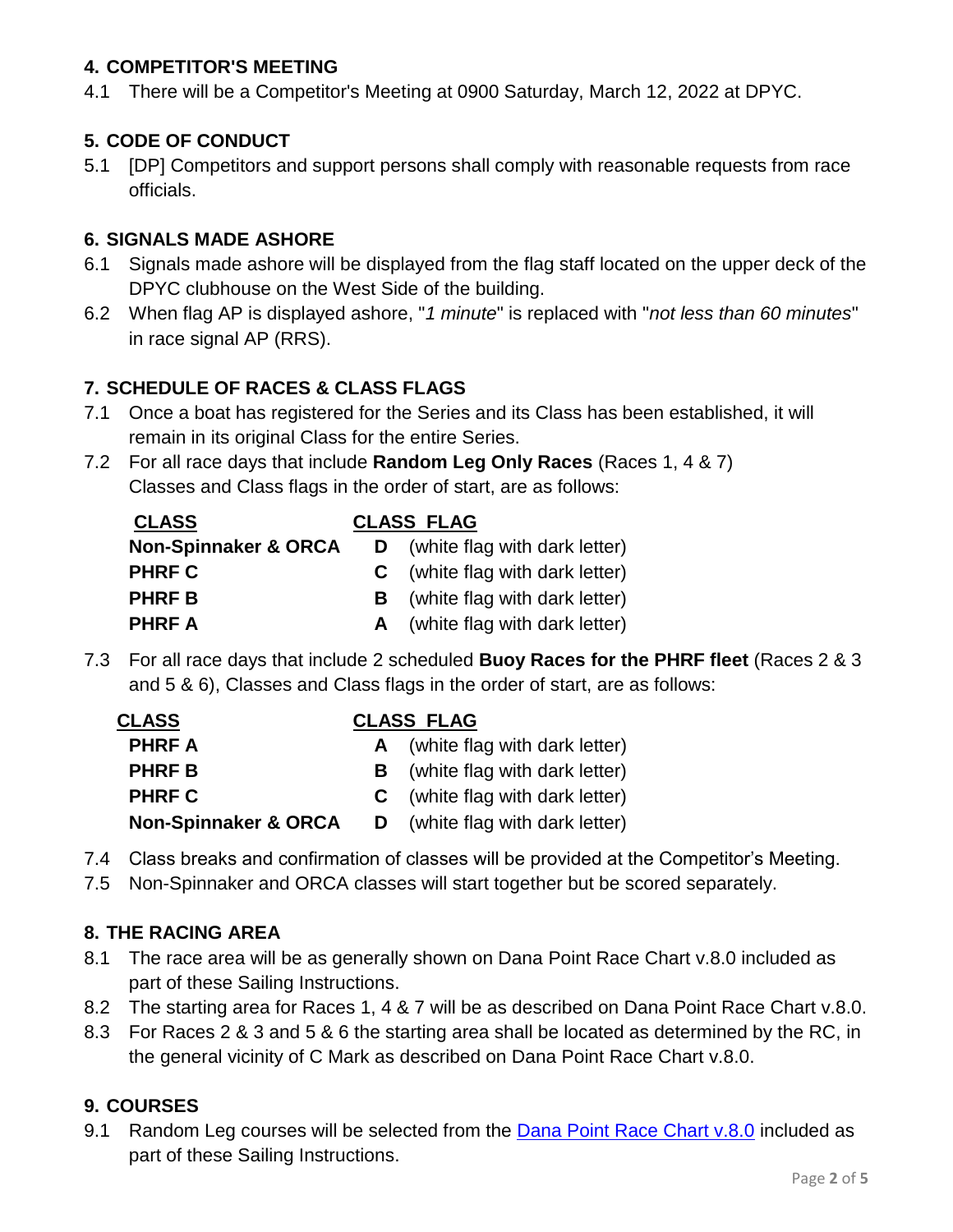## 4. COMPETITOR'S MEETING

4.1 There will be a Competitor's Meeting at 0900 Saturday, March 12, 2022 at DPYC.

## 5. CODE OF CONDUCT

5.1 [DP] Competitors and support persons shall comply with reasonable requests from race officials.

## 6. SIGNALS MADE ASHORE

6.1 Signals made ashore will be displayed from the flag staff located on the upper deck of the DPYC clubhouse on the West Side of the building.

6.2 When flag AP is displayed ashore, "*1 minute*" is replaced with "*not less than 60 minutes*" in race signal AP (RRS).

## 7. SCHEDULE OF RACES & CLASS FLAGS

7.1 Once a boat has registered for the Series and its Class has been established, it will remain in its original Class for the entire Series.

7.2 For all race days that include **Random Leg Only Races** (Races 1, 4 & 7) Classes and Class flags in the order of start, are as follows:

| CLASS | CLASS FLAG | |
|---|---|---|
| **Non-Spinnaker & ORCA** | **D** | (white flag with dark letter) |
| **PHRF C** | **C** | (white flag with dark letter) |
| **PHRF B** | **B** | (white flag with dark letter) |
| **PHRF A** | **A** | (white flag with dark letter) |

7.3 For all race days that include 2 scheduled **Buoy Races for the PHRF fleet** (Races 2 & 3 and 5 & 6), Classes and Class flags in the order of start, are as follows:

| CLASS | CLASS FLAG | |
|---|---|---|
| **PHRF A** | **A** | (white flag with dark letter) |
| **PHRF B** | **B** | (white flag with dark letter) |
| **PHRF C** | **C** | (white flag with dark letter) |
| **Non-Spinnaker & ORCA** | **D** | (white flag with dark letter) |

7.4 Class breaks and confirmation of classes will be provided at the Competitor's Meeting.

7.5 Non-Spinnaker and ORCA classes will start together but be scored separately.

## 8. THE RACING AREA

8.1 The race area will be as generally shown on Dana Point Race Chart v.8.0 included as part of these Sailing Instructions.

8.2 The starting area for Races 1, 4 & 7 will be as described on Dana Point Race Chart v.8.0.

8.3 For Races 2 & 3 and 5 & 6 the starting area shall be located as determined by the RC, in the general vicinity of C Mark as described on Dana Point Race Chart v.8.0.

## 9. COURSES

9.1 Random Leg courses will be selected from the Dana Point Race Chart v.8.0 included as part of these Sailing Instructions.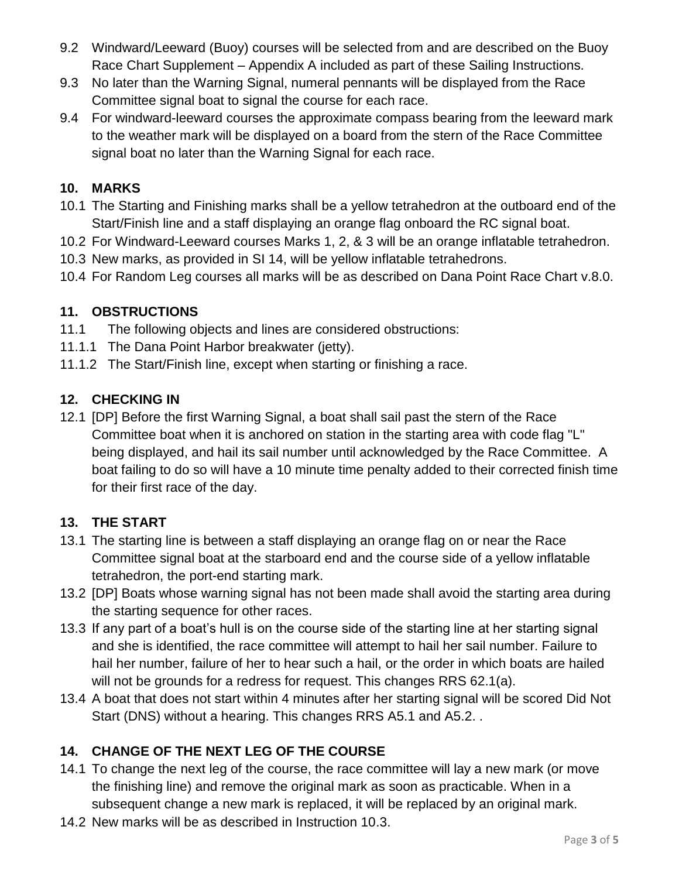9.2 Windward/Leeward (Buoy) courses will be selected from and are described on the Buoy Race Chart Supplement – Appendix A included as part of these Sailing Instructions.

9.3 No later than the Warning Signal, numeral pennants will be displayed from the Race Committee signal boat to signal the course for each race.

9.4 For windward-leeward courses the approximate compass bearing from the leeward mark to the weather mark will be displayed on a board from the stern of the Race Committee signal boat no later than the Warning Signal for each race.

## 10. MARKS

10.1 The Starting and Finishing marks shall be a yellow tetrahedron at the outboard end of the Start/Finish line and a staff displaying an orange flag onboard the RC signal boat.

10.2 For Windward-Leeward courses Marks 1, 2, & 3 will be an orange inflatable tetrahedron.

10.3 New marks, as provided in SI 14, will be yellow inflatable tetrahedrons.

10.4 For Random Leg courses all marks will be as described on Dana Point Race Chart v.8.0.

## 11. OBSTRUCTIONS

11.1 The following objects and lines are considered obstructions:

11.1.1 The Dana Point Harbor breakwater (jetty).

11.1.2 The Start/Finish line, except when starting or finishing a race.

## 12. CHECKING IN

12.1 [DP] Before the first Warning Signal, a boat shall sail past the stern of the Race Committee boat when it is anchored on station in the starting area with code flag "L" being displayed, and hail its sail number until acknowledged by the Race Committee. A boat failing to do so will have a 10 minute time penalty added to their corrected finish time for their first race of the day.

## 13. THE START

13.1 The starting line is between a staff displaying an orange flag on or near the Race Committee signal boat at the starboard end and the course side of a yellow inflatable tetrahedron, the port-end starting mark.

13.2 [DP] Boats whose warning signal has not been made shall avoid the starting area during the starting sequence for other races.

13.3 If any part of a boat's hull is on the course side of the starting line at her starting signal and she is identified, the race committee will attempt to hail her sail number. Failure to hail her number, failure of her to hear such a hail, or the order in which boats are hailed will not be grounds for a redress for request. This changes RRS 62.1(a).

13.4 A boat that does not start within 4 minutes after her starting signal will be scored Did Not Start (DNS) without a hearing. This changes RRS A5.1 and A5.2. .

## 14. CHANGE OF THE NEXT LEG OF THE COURSE

14.1 To change the next leg of the course, the race committee will lay a new mark (or move the finishing line) and remove the original mark as soon as practicable. When in a subsequent change a new mark is replaced, it will be replaced by an original mark.

14.2 New marks will be as described in Instruction 10.3.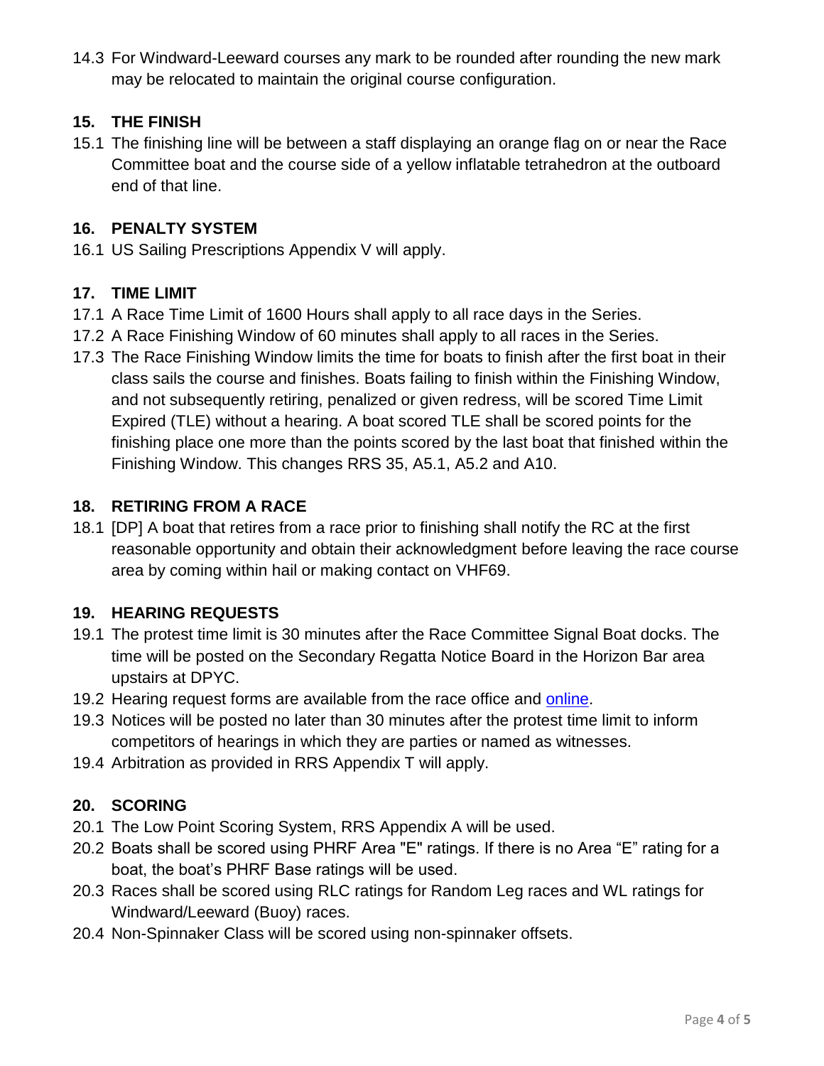14.3 For Windward-Leeward courses any mark to be rounded after rounding the new mark may be relocated to maintain the original course configuration.

## 15. THE FINISH

15.1 The finishing line will be between a staff displaying an orange flag on or near the Race Committee boat and the course side of a yellow inflatable tetrahedron at the outboard end of that line.

## 16. PENALTY SYSTEM

16.1 US Sailing Prescriptions Appendix V will apply.

## 17. TIME LIMIT

17.1 A Race Time Limit of 1600 Hours shall apply to all race days in the Series.

17.2 A Race Finishing Window of 60 minutes shall apply to all races in the Series.

17.3 The Race Finishing Window limits the time for boats to finish after the first boat in their class sails the course and finishes. Boats failing to finish within the Finishing Window, and not subsequently retiring, penalized or given redress, will be scored Time Limit Expired (TLE) without a hearing. A boat scored TLE shall be scored points for the finishing place one more than the points scored by the last boat that finished within the Finishing Window. This changes RRS 35, A5.1, A5.2 and A10.

## 18. RETIRING FROM A RACE

18.1 [DP] A boat that retires from a race prior to finishing shall notify the RC at the first reasonable opportunity and obtain their acknowledgment before leaving the race course area by coming within hail or making contact on VHF69.

## 19. HEARING REQUESTS

19.1 The protest time limit is 30 minutes after the Race Committee Signal Boat docks. The time will be posted on the Secondary Regatta Notice Board in the Horizon Bar area upstairs at DPYC.

19.2 Hearing request forms are available from the race office and online.

19.3 Notices will be posted no later than 30 minutes after the protest time limit to inform competitors of hearings in which they are parties or named as witnesses.

19.4 Arbitration as provided in RRS Appendix T will apply.

## 20. SCORING

20.1 The Low Point Scoring System, RRS Appendix A will be used.

20.2 Boats shall be scored using PHRF Area "E" ratings. If there is no Area "E" rating for a boat, the boat's PHRF Base ratings will be used.

20.3 Races shall be scored using RLC ratings for Random Leg races and WL ratings for Windward/Leeward (Buoy) races.

20.4 Non-Spinnaker Class will be scored using non-spinnaker offsets.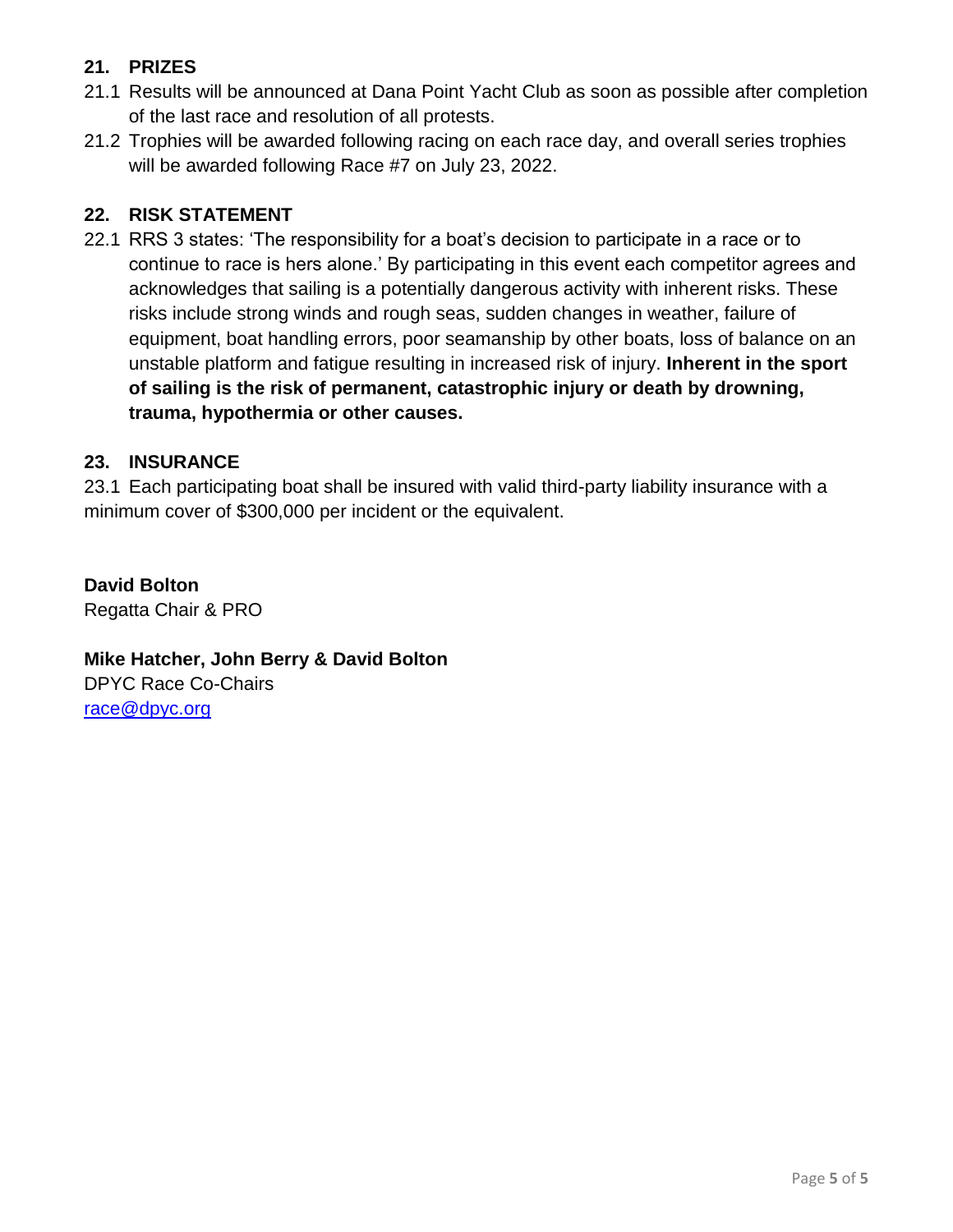## 21. PRIZES

21.1 Results will be announced at Dana Point Yacht Club as soon as possible after completion of the last race and resolution of all protests.

21.2 Trophies will be awarded following racing on each race day, and overall series trophies will be awarded following Race #7 on July 23, 2022.

## 22. RISK STATEMENT

22.1 RRS 3 states: 'The responsibility for a boat's decision to participate in a race or to continue to race is hers alone.' By participating in this event each competitor agrees and acknowledges that sailing is a potentially dangerous activity with inherent risks. These risks include strong winds and rough seas, sudden changes in weather, failure of equipment, boat handling errors, poor seamanship by other boats, loss of balance on an unstable platform and fatigue resulting in increased risk of injury. **Inherent in the sport of sailing is the risk of permanent, catastrophic injury or death by drowning, trauma, hypothermia or other causes.**

## 23. INSURANCE

23.1 Each participating boat shall be insured with valid third-party liability insurance with a minimum cover of $300,000 per incident or the equivalent.

**David Bolton**
Regatta Chair & PRO

**Mike Hatcher, John Berry & David Bolton**
DPYC Race Co-Chairs
race@dpyc.org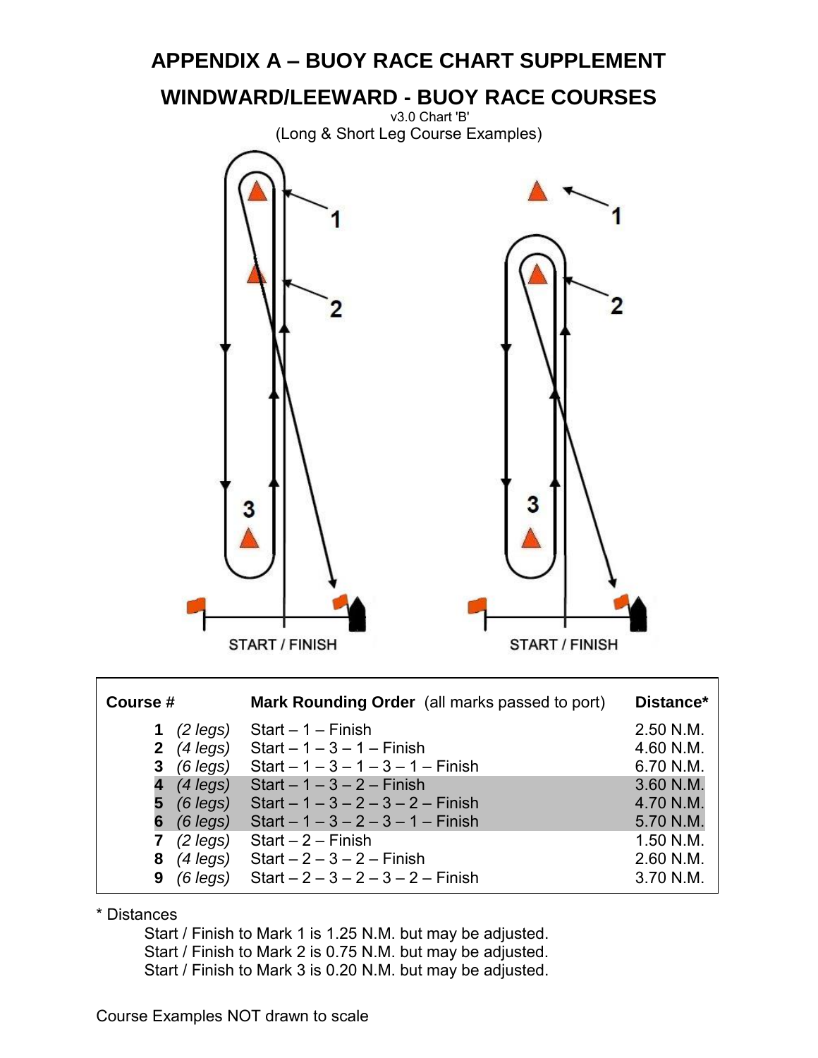# APPENDIX A – BUOY RACE CHART SUPPLEMENT

## WINDWARD/LEEWARD - BUOY RACE COURSES

v3.0 Chart 'B'

(Long & Short Leg Course Examples)

START / FINISH

START / FINISH

| Course # | | Mark Rounding Order (all marks passed to port) | Distance* |
|---|---|---|---|
| **1** | *(2 legs)* | Start – 1 – Finish | 2.50 N.M. |
| **2** | *(4 legs)* | Start – 1 – 3 – 1 – Finish | 4.60 N.M. |
| **3** | *(6 legs)* | Start – 1 – 3 – 1 – 3 – 1 – Finish | 6.70 N.M. |
| **4** | *(4 legs)* | Start – 1 – 3 – 2 – Finish | 3.60 N.M. |
| **5** | *(6 legs)* | Start – 1 – 3 – 2 – 3 – 2 – Finish | 4.70 N.M. |
| **6** | *(6 legs)* | Start – 1 – 3 – 2 – 3 – 1 – Finish | 5.70 N.M. |
| **7** | *(2 legs)* | Start – 2 – Finish | 1.50 N.M. |
| **8** | *(4 legs)* | Start – 2 – 3 – 2 – Finish | 2.60 N.M. |
| **9** | *(6 legs)* | Start – 2 – 3 – 2 – 3 – 2 – Finish | 3.70 N.M. |

\* Distances

Start / Finish to Mark 1 is 1.25 N.M. but may be adjusted.
Start / Finish to Mark 2 is 0.75 N.M. but may be adjusted.
Start / Finish to Mark 3 is 0.20 N.M. but may be adjusted.

Course Examples NOT drawn to scale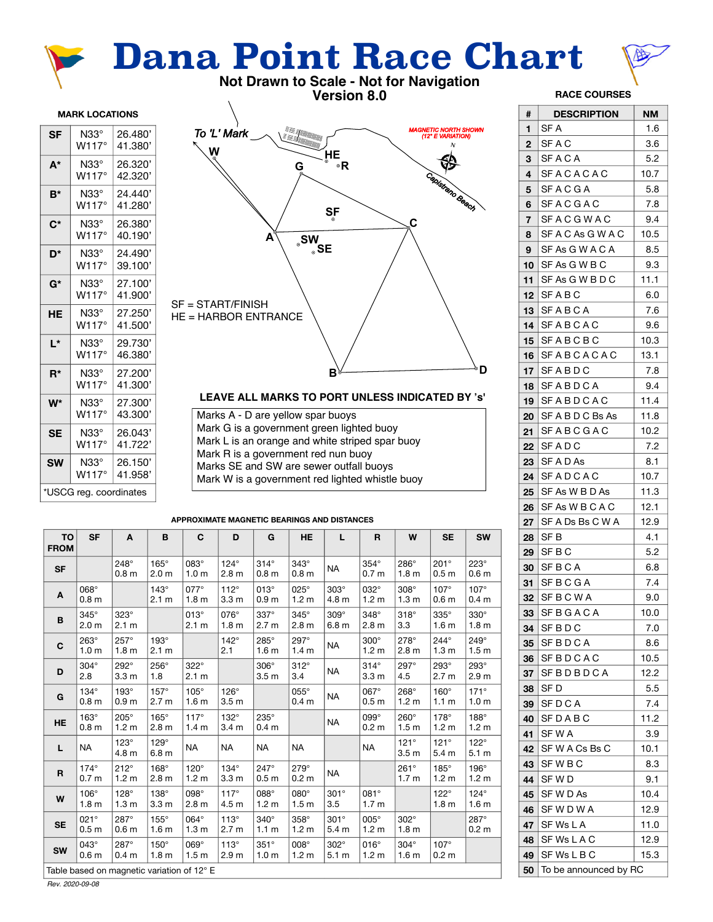# Dana Point Race Chart

**Not Drawn to Scale - Not for Navigation**
**Version 8.0**

### MARK LOCATIONS

| | | |
|---|---|---|
| **SF** | N33° W117° | 26.480' 41.380' |
| **A*** | N33° W117° | 26.320' 42.320' |
| **B*** | N33° W117° | 24.440' 41.280' |
| **C*** | N33° W117° | 26.380' 40.190' |
| **D*** | N33° W117° | 24.490' 39.100' |
| **G*** | N33° W117° | 27.100' 41.900' |
| **HE** | N33° W117° | 27.250' 41.500' |
| **L*** | N33° W117° | 29.730' 46.380' |
| **R*** | N33° W117° | 27.200' 41.300' |
| **W*** | N33° W117° | 27.300' 43.300' |
| **SE** | N33° W117° | 26.043' 41.722' |
| **SW** | N33° W117° | 26.150' 41.958' |

*USCG reg. coordinates

To 'L' Mark
W
HE
R
G
MAGNETIC NORTH SHOWN (12° E VARIATION)
N
Capistrano Beach
SF
C
A
SW
SE
SF = START/FINISH
HE = HARBOR ENTRANCE
B
D

### LEAVE ALL MARKS TO PORT UNLESS INDICATED BY 's'

Marks A - D are yellow spar buoys
Mark G is a government green lighted buoy
Mark L is an orange and white striped spar buoy
Mark R is a government red nun buoy
Marks SE and SW are sewer outfall buoys
Mark W is a government red lighted whistle buoy

### APPROXIMATE MAGNETIC BEARINGS AND DISTANCES

| TO / FROM | SF | A | B | C | D | G | HE | L | R | W | SE | SW |
|---|---|---|---|---|---|---|---|---|---|---|---|---|
| **SF** | | 248° 0.8 m | 165° 2.0 m | 083° 1.0 m | 124° 2.8 m | 314° 0.8 m | 343° 0.8 m | NA | 354° 0.7 m | 286° 1.8 m | 201° 0.5 m | 223° 0.6 m |
| **A** | 068° 0.8 m | | 143° 2.1 m | 077° 1.8 m | 112° 3.3 m | 013° 0.9 m | 025° 1.2 m | 303° 4.8 m | 032° 1.2 m | 308° 1.3 m | 107° 0.6 m | 107° 0.4 m |
| **B** | 345° 2.0 m | 323° 2.1 m | | 013° 2.1 m | 076° 1.8 m | 337° 2.7 m | 345° 2.8 m | 309° 6.8 m | 348° 2.8 m | 318° 3.3 | 335° 1.6 m | 330° 1.8 m |
| **C** | 263° 1.0 m | 257° 1.8 m | 193° 2.1 m | | 142° 2.1 | 285° 1.6 m | 297° 1.4 m | NA | 300° 1.2 m | 278° 2.8 m | 244° 1.3 m | 249° 1.5 m |
| **D** | 304° 2.8 | 292° 3.3 m | 256° 1.8 | 322° 2.1 m | | 306° 3.5 m | 312° 3.4 | NA | 314° 3.3 m | 297° 4.5 | 293° 2.7 m | 293° 2.9 m |
| **G** | 134° 0.8 m | 193° 0.9 m | 157° 2.7 m | 105° 1.6 m | 126° 3.5 m | | 055° 0.4 m | NA | 067° 0.5 m | 268° 1.2 m | 160° 1.1 m | 171° 1.0 m |
| **HE** | 163° 0.8 m | 205° 1.2 m | 165° 2.8 m | 117° 1.4 m | 132° 3.4 m | 235° 0.4 m | | NA | 099° 0.2 m | 260° 1.5 m | 178° 1.2 m | 188° 1.2 m |
| **L** | NA | 123° 4.8 m | 129° 6.8 m | NA | NA | NA | NA | | NA | 121° 3.5 m | 121° 5.4 m | 122° 5.1 m |
| **R** | 174° 0.7 m | 212° 1.2 m | 168° 2.8 m | 120° 1.2 m | 134° 3.3 m | 247° 0.5 m | 279° 0.2 m | NA | | 261° 1.7 m | 185° 1.2 m | 196° 1.2 m |
| **W** | 106° 1.8 m | 128° 1.3 m | 138° 3.3 m | 098° 2.8 m | 117° 4.5 m | 088° 1.2 m | 080° 1.5 m | 301° 3.5 | 081° 1.7 m | | 122° 1.8 m | 124° 1.6 m |
| **SE** | 021° 0.5 m | 287° 0.6 m | 155° 1.6 m | 064° 1.3 m | 113° 2.7 m | 340° 1.1 m | 358° 1.2 m | 301° 5.4 m | 005° 1.2 m | 302° 1.8 m | | 287° 0.2 m |
| **SW** | 043° 0.6 m | 287° 0.4 m | 150° 1.8 m | 069° 1.5 m | 113° 2.9 m | 351° 1.0 m | 008° 1.2 m | 302° 5.1 m | 016° 1.2 m | 304° 1.6 m | 107° 0.2 m | |

Table based on magnetic variation of 12° E

*Rev. 2020-09-08*

### RACE COURSES

| # | DESCRIPTION | NM |
|---|---|---|
| 1 | SF A | 1.6 |
| 2 | SF A C | 3.6 |
| 3 | SF A C A | 5.2 |
| 4 | SF A C A C A C | 10.7 |
| 5 | SF A C G A | 5.8 |
| 6 | SF A C G A C | 7.8 |
| 7 | SF A C G W A C | 9.4 |
| 8 | SF A C As G W A C | 10.5 |
| 9 | SF As G W A C A | 8.5 |
| 10 | SF As G W B C | 9.3 |
| 11 | SF As G W B D C | 11.1 |
| 12 | SF A B C | 6.0 |
| 13 | SF A B C A | 7.6 |
| 14 | SF A B C A C | 9.6 |
| 15 | SF A B C B C | 10.3 |
| 16 | SF A B C A C A C | 13.1 |
| 17 | SF A B D C | 7.8 |
| 18 | SF A B D C A | 9.4 |
| 19 | SF A B D C A C | 11.4 |
| 20 | SF A B D C Bs As | 11.8 |
| 21 | SF A B C G A C | 10.2 |
| 22 | SF A D C | 7.2 |
| 23 | SF A D As | 8.1 |
| 24 | SF A D C A C | 10.7 |
| 25 | SF As W B D As | 11.3 |
| 26 | SF As W B C A C | 12.1 |
| 27 | SF A Ds Bs C W A | 12.9 |
| 28 | SF B | 4.1 |
| 29 | SF B C | 5.2 |
| 30 | SF B C A | 6.8 |
| 31 | SF B C G A | 7.4 |
| 32 | SF B C W A | 9.0 |
| 33 | SF B G A C A | 10.0 |
| 34 | SF B D C | 7.0 |
| 35 | SF B D C A | 8.6 |
| 36 | SF B D C A C | 10.5 |
| 37 | SF B D B D C A | 12.2 |
| 38 | SF D | 5.5 |
| 39 | SF D C A | 7.4 |
| 40 | SF D A B C | 11.2 |
| 41 | SF W A | 3.9 |
| 42 | SF W A Cs Bs C | 10.1 |
| 43 | SF W B C | 8.3 |
| 44 | SF W D | 9.1 |
| 45 | SF W D As | 10.4 |
| 46 | SF W D W A | 12.9 |
| 47 | SF Ws L A | 11.0 |
| 48 | SF Ws L A C | 12.9 |
| 49 | SF Ws L B C | 15.3 |
| 50 | To be announced by RC | |